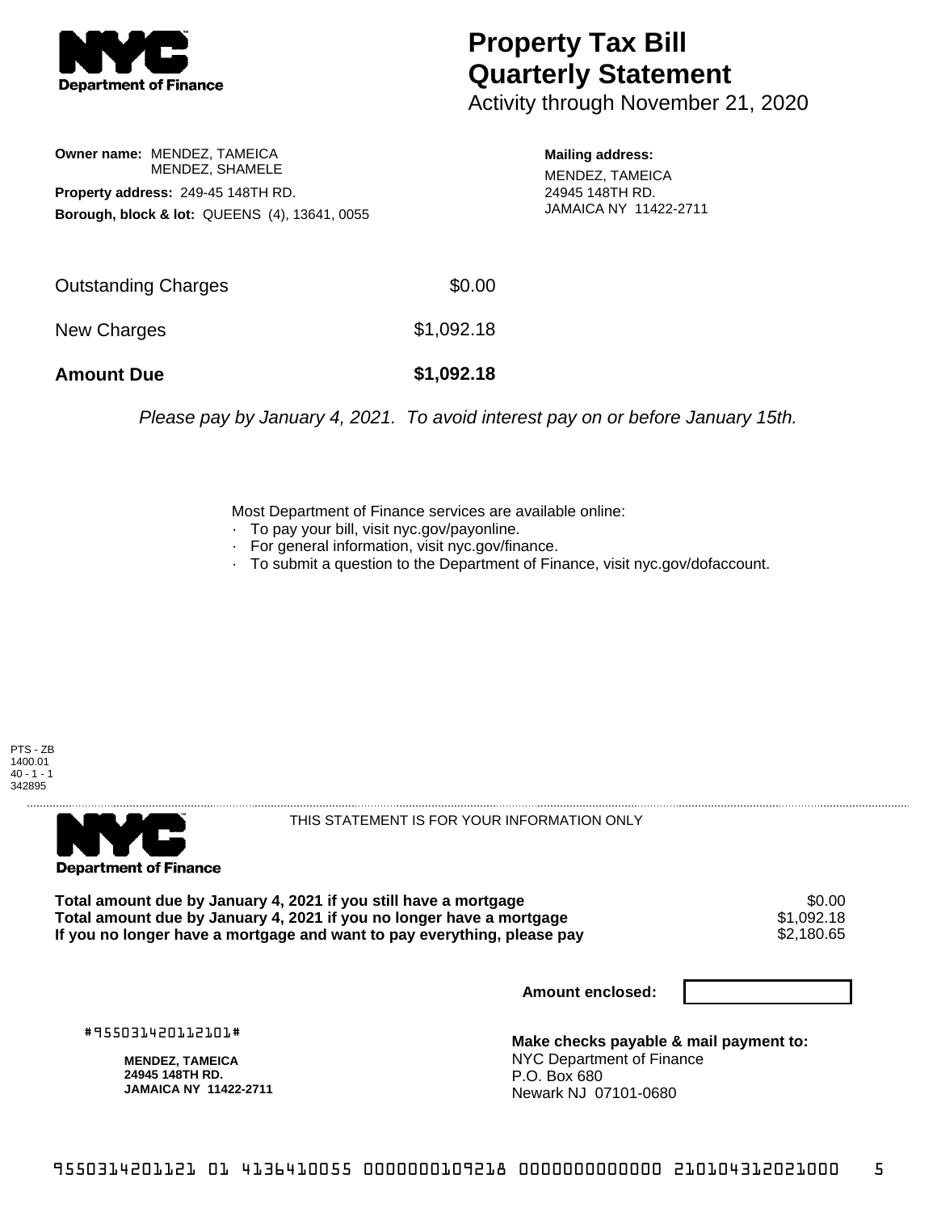**NYC Department of Finance**

# Property Tax Bill Quarterly Statement

Activity through November 21, 2020

**Owner name:** MENDEZ, TAMEICA
MENDEZ, SHAMELE

**Property address:** 249-45 148TH RD.

**Borough, block & lot:** QUEENS (4), 13641, 0055

**Mailing address:**
MENDEZ, TAMEICA
24945 148TH RD.
JAMAICA NY 11422-2711

| | |
|---|---|
| Outstanding Charges | $0.00 |
| New Charges | $1,092.18 |
| **Amount Due** | **$1,092.18** |

*Please pay by January 4, 2021. To avoid interest pay on or before January 15th.*

Most Department of Finance services are available online:
- To pay your bill, visit nyc.gov/payonline.
- For general information, visit nyc.gov/finance.
- To submit a question to the Department of Finance, visit nyc.gov/dofaccount.

PTS - ZB
1400.01
40 - 1 - 1
342895

---

**NYC Department of Finance**

THIS STATEMENT IS FOR YOUR INFORMATION ONLY

| | |
|---|---|
| **Total amount due by January 4, 2021 if you still have a mortgage** | $0.00 |
| **Total amount due by January 4, 2021 if you no longer have a mortgage** | $1,092.18 |
| **If you no longer have a mortgage and want to pay everything, please pay** | $2,180.65 |

**Amount enclosed:**

#955031420112101#

**MENDEZ, TAMEICA**
**24945 148TH RD.**
**JAMAICA NY 11422-2711**

**Make checks payable & mail payment to:**
NYC Department of Finance
P.O. Box 680
Newark NJ 07101-0680

9550314201121 01 4136410055 0000000109218 0000000000000 210104312021000 5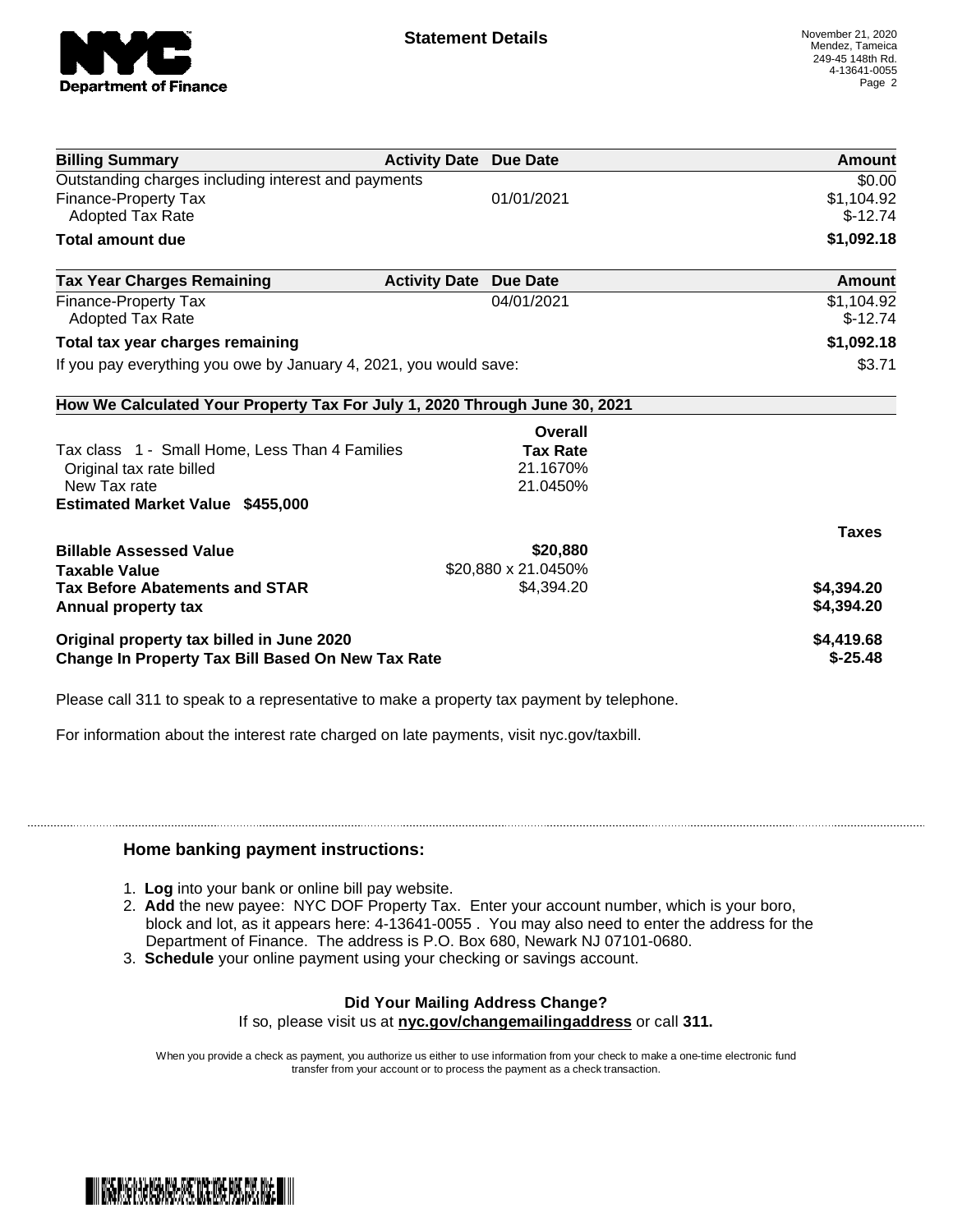# Statement Details

November 21, 2020
Mendez, Tameica
249-45 148th Rd.
4-13641-0055

| Billing Summary | Activity Date | Due Date | Amount |
| --- | --- | --- | --- |
| Outstanding charges including interest and payments | | | $0.00 |
| Finance-Property Tax | | 01/01/2021 | $1,104.92 |
| Adopted Tax Rate | | | $-12.74 |
| **Total amount due** | | | **$1,092.18** |

| Tax Year Charges Remaining | Activity Date | Due Date | Amount |
| --- | --- | --- | --- |
| Finance-Property Tax | | 04/01/2021 | $1,104.92 |
| Adopted Tax Rate | | | $-12.74 |
| **Total tax year charges remaining** | | | **$1,092.18** |
| If you pay everything you owe by January 4, 2021, you would save: | | | $3.71 |

## How We Calculated Your Property Tax For July 1, 2020 Through June 30, 2021

| | Overall Tax Rate | Taxes |
| --- | --- | --- |
| Tax class 1 - Small Home, Less Than 4 Families | | |
| Original tax rate billed | 21.1670% | |
| New Tax rate | 21.0450% | |
| **Estimated Market Value $455,000** | | |
| **Billable Assessed Value** | **$20,880** | |
| **Taxable Value** | $20,880 x 21.0450% | |
| **Tax Before Abatements and STAR** | $4,394.20 | **$4,394.20** |
| **Annual property tax** | | **$4,394.20** |
| **Original property tax billed in June 2020** | | **$4,419.68** |
| **Change In Property Tax Bill Based On New Tax Rate** | | **$-25.48** |

Please call 311 to speak to a representative to make a property tax payment by telephone.

For information about the interest rate charged on late payments, visit nyc.gov/taxbill.

### Home banking payment instructions:

1. **Log** into your bank or online bill pay website.
2. **Add** the new payee: NYC DOF Property Tax. Enter your account number, which is your boro, block and lot, as it appears here: 4-13641-0055 . You may also need to enter the address for the Department of Finance. The address is P.O. Box 680, Newark NJ 07101-0680.
3. **Schedule** your online payment using your checking or savings account.

**Did Your Mailing Address Change?**
If so, please visit us at **nyc.gov/changemailingaddress** or call **311.**

When you provide a check as payment, you authorize us either to use information from your check to make a one-time electronic fund transfer from your account or to process the payment as a check transaction.